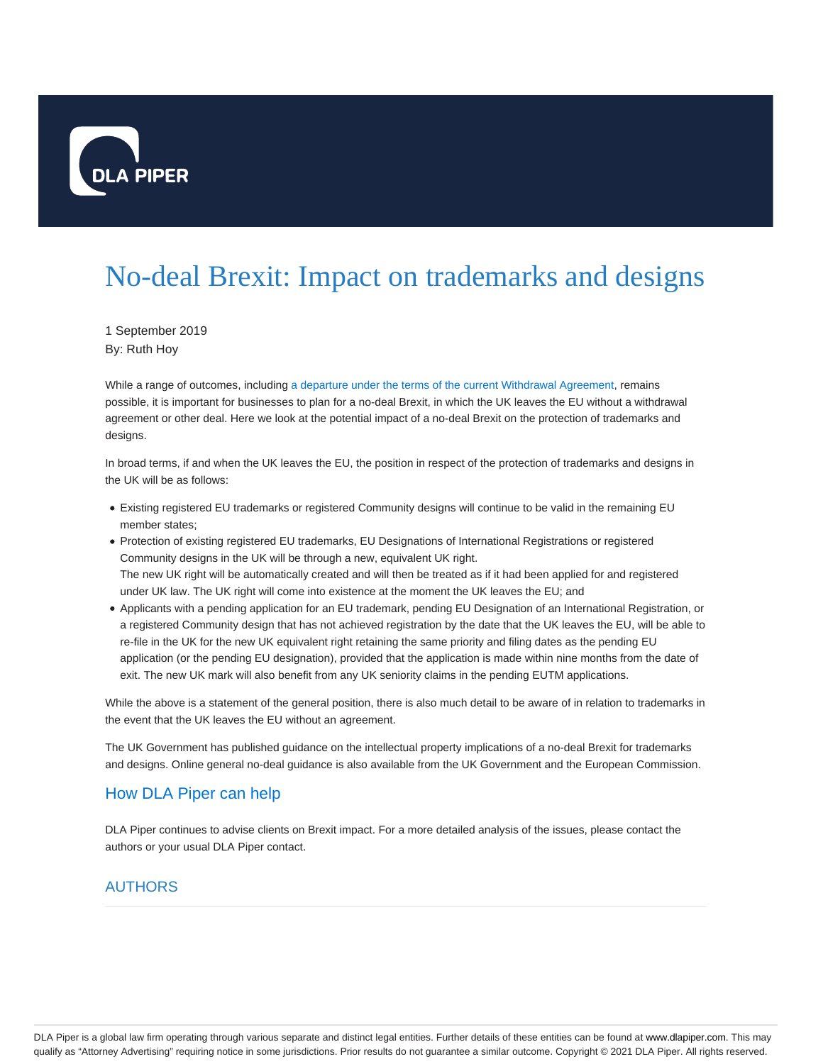# No-deal Brexit: Impact on trademarks and designs

1 September 2019
By: Ruth Hoy

While a range of outcomes, including a departure under the terms of the current Withdrawal Agreement, remains possible, it is important for businesses to plan for a no-deal Brexit, in which the UK leaves the EU without a withdrawal agreement or other deal. Here we look at the potential impact of a no-deal Brexit on the protection of trademarks and designs.

In broad terms, if and when the UK leaves the EU, the position in respect of the protection of trademarks and designs in the UK will be as follows:

- Existing registered EU trademarks or registered Community designs will continue to be valid in the remaining EU member states;
- Protection of existing registered EU trademarks, EU Designations of International Registrations or registered Community designs in the UK will be through a new, equivalent UK right.
  The new UK right will be automatically created and will then be treated as if it had been applied for and registered under UK law. The UK right will come into existence at the moment the UK leaves the EU; and
- Applicants with a pending application for an EU trademark, pending EU Designation of an International Registration, or a registered Community design that has not achieved registration by the date that the UK leaves the EU, will be able to re-file in the UK for the new UK equivalent right retaining the same priority and filing dates as the pending EU application (or the pending EU designation), provided that the application is made within nine months from the date of exit. The new UK mark will also benefit from any UK seniority claims in the pending EUTM applications.

While the above is a statement of the general position, there is also much detail to be aware of in relation to trademarks in the event that the UK leaves the EU without an agreement.

The UK Government has published guidance on the intellectual property implications of a no-deal Brexit for trademarks and designs. Online general no-deal guidance is also available from the UK Government and the European Commission.

## How DLA Piper can help

DLA Piper continues to advise clients on Brexit impact. For a more detailed analysis of the issues, please contact the authors or your usual DLA Piper contact.

## AUTHORS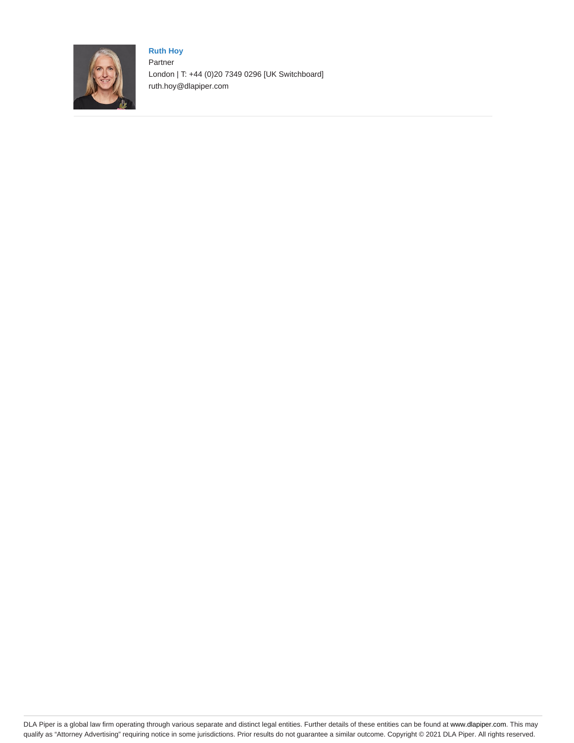**Ruth Hoy**

Partner

London | T: +44 (0)20 7349 0296 [UK Switchboard]

ruth.hoy@dlapiper.com

DLA Piper is a global law firm operating through various separate and distinct legal entities. Further details of these entities can be found at www.dlapiper.com. This may qualify as "Attorney Advertising" requiring notice in some jurisdictions. Prior results do not guarantee a similar outcome. Copyright © 2021 DLA Piper. All rights reserved.